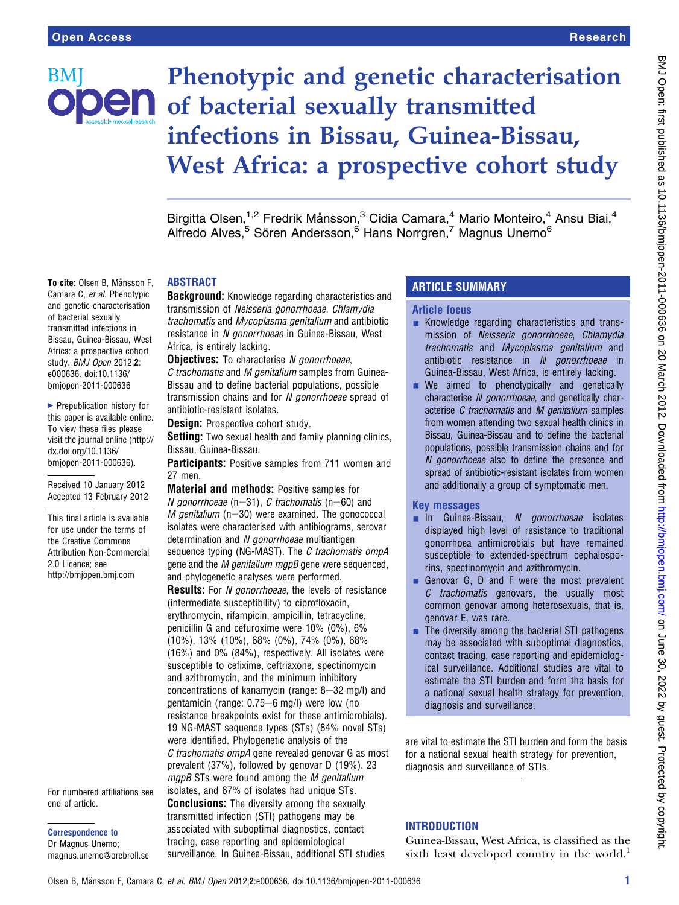# Phenotypic and genetic characterisation of bacterial sexually transmitted infections in Bissau, Guinea-Bissau, West Africa: a prospective cohort study

Birgitta Olsen,[1,2] Fredrik Månsson,[3] Cidia Camara,[4] Mario Monteiro,[4] Ansu Biai,[4] Alfredo Alves,[5] Sören Andersson,[6] Hans Norrgren,[7] Magnus Unemo[6]

**To cite:** Olsen B, Månsson F, Camara C, *et al*. Phenotypic and genetic characterisation of bacterial sexually transmitted infections in Bissau, Guinea-Bissau, West Africa: a prospective cohort study. *BMJ Open* 2012;**2**: e000636. doi:10.1136/bmjopen-2011-000636

▸ Prepublication history for this paper is available online. To view these files please visit the journal online (http://dx.doi.org/10.1136/bmjopen-2011-000636).

Received 10 January 2012
Accepted 13 February 2012

This final article is available for use under the terms of the Creative Commons Attribution Non-Commercial 2.0 Licence; see http://bmjopen.bmj.com

For numbered affiliations see end of article.

**Correspondence to**
Dr Magnus Unemo; magnus.unemo@orebroll.se

## ABSTRACT

**Background:** Knowledge regarding characteristics and transmission of *Neisseria gonorrhoeae*, *Chlamydia trachomatis* and *Mycoplasma genitalium* and antibiotic resistance in *N gonorrhoeae* in Guinea-Bissau, West Africa, is entirely lacking.

**Objectives:** To characterise *N gonorrhoeae*, *C trachomatis* and *M genitalium* samples from Guinea-Bissau and to define bacterial populations, possible transmission chains and for *N gonorrhoeae* spread of antibiotic-resistant isolates.

**Design:** Prospective cohort study.

**Setting:** Two sexual health and family planning clinics, Bissau, Guinea-Bissau.

**Participants:** Positive samples from 711 women and 27 men.

**Material and methods:** Positive samples for *N gonorrhoeae* (n=31), *C trachomatis* (n=60) and *M genitalium* (n=30) were examined. The gonococcal isolates were characterised with antibiograms, serovar determination and *N gonorrhoeae* multiantigen sequence typing (NG-MAST). The *C trachomatis ompA* gene and the *M genitalium mgpB* gene were sequenced, and phylogenetic analyses were performed.

**Results:** For *N gonorrhoeae*, the levels of resistance (intermediate susceptibility) to ciprofloxacin, erythromycin, rifampicin, ampicillin, tetracycline, penicillin G and cefuroxime were 10% (0%), 6% (10%), 13% (10%), 68% (0%), 74% (0%), 68% (16%) and 0% (84%), respectively. All isolates were susceptible to cefixime, ceftriaxone, spectinomycin and azithromycin, and the minimum inhibitory concentrations of kanamycin (range: 8–32 mg/l) and gentamicin (range: 0.75–6 mg/l) were low (no resistance breakpoints exist for these antimicrobials). 19 NG-MAST sequence types (STs) (84% novel STs) were identified. Phylogenetic analysis of the *C trachomatis ompA* gene revealed genovar G as most prevalent (37%), followed by genovar D (19%). 23 *mgpB* STs were found among the *M genitalium* isolates, and 67% of isolates had unique STs.

**Conclusions:** The diversity among the sexually transmitted infection (STI) pathogens may be associated with suboptimal diagnostics, contact tracing, case reporting and epidemiological surveillance. In Guinea-Bissau, additional STI studies are vital to estimate the STI burden and form the basis for a national sexual health strategy for prevention, diagnosis and surveillance of STIs.

## ARTICLE SUMMARY

### Article focus

- Knowledge regarding characteristics and transmission of *Neisseria gonorrhoeae*, *Chlamydia trachomatis* and *Mycoplasma genitalium* and antibiotic resistance in *N gonorrhoeae* in Guinea-Bissau, West Africa, is entirely lacking.
- We aimed to phenotypically and genetically characterise *N gonorrhoeae*, and genetically characterise *C trachomatis* and *M genitalium* samples from women attending two sexual health clinics in Bissau, Guinea-Bissau and to define the bacterial populations, possible transmission chains and for *N gonorrhoeae* also to define the presence and spread of antibiotic-resistant isolates from women and additionally a group of symptomatic men.

### Key messages

- In Guinea-Bissau, *N gonorrhoeae* isolates displayed high level of resistance to traditional gonorrhoea antimicrobials but have remained susceptible to extended-spectrum cephalosporins, spectinomycin and azithromycin.
- Genovar G, D and F were the most prevalent *C trachomatis* genovars, the usually most common genovar among heterosexuals, that is, genovar E, was rare.
- The diversity among the bacterial STI pathogens may be associated with suboptimal diagnostics, contact tracing, case reporting and epidemiological surveillance. Additional studies are vital to estimate the STI burden and form the basis for a national sexual health strategy for prevention, diagnosis and surveillance.

## INTRODUCTION

Guinea-Bissau, West Africa, is classified as the sixth least developed country in the world.[1]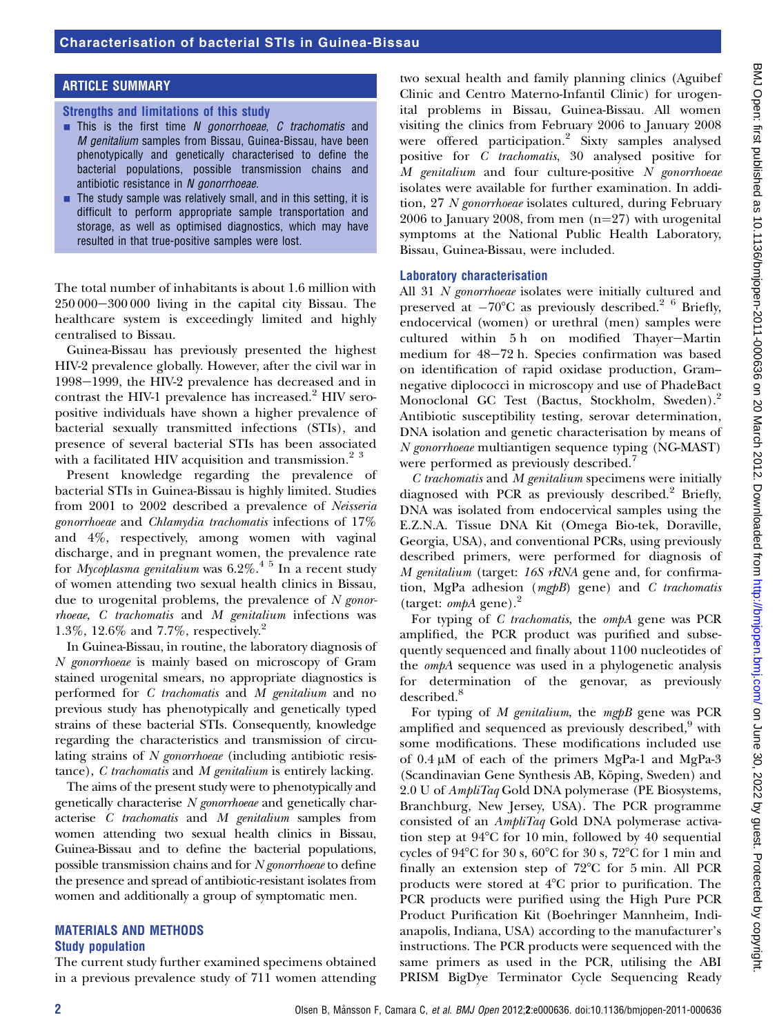## ARTICLE SUMMARY

### Strengths and limitations of this study

- This is the first time *N gonorrhoeae*, *C trachomatis* and *M genitalium* samples from Bissau, Guinea-Bissau, have been phenotypically and genetically characterised to define the bacterial populations, possible transmission chains and antibiotic resistance in *N gonorrhoeae*.
- The study sample was relatively small, and in this setting, it is difficult to perform appropriate sample transportation and storage, as well as optimised diagnostics, which may have resulted in that true-positive samples were lost.

The total number of inhabitants is about 1.6 million with 250 000−300 000 living in the capital city Bissau. The healthcare system is exceedingly limited and highly centralised to Bissau.

Guinea-Bissau has previously presented the highest HIV-2 prevalence globally. However, after the civil war in 1998−1999, the HIV-2 prevalence has decreased and in contrast the HIV-1 prevalence has increased.[2] HIV seropositive individuals have shown a higher prevalence of bacterial sexually transmitted infections (STIs), and presence of several bacterial STIs has been associated with a facilitated HIV acquisition and transmission.[2 3]

Present knowledge regarding the prevalence of bacterial STIs in Guinea-Bissau is highly limited. Studies from 2001 to 2002 described a prevalence of *Neisseria gonorrhoeae* and *Chlamydia trachomatis* infections of 17% and 4%, respectively, among women with vaginal discharge, and in pregnant women, the prevalence rate for *Mycoplasma genitalium* was 6.2%.[4 5] In a recent study of women attending two sexual health clinics in Bissau, due to urogenital problems, the prevalence of *N gonorrhoeae*, *C trachomatis* and *M genitalium* infections was 1.3%, 12.6% and 7.7%, respectively.[2]

In Guinea-Bissau, in routine, the laboratory diagnosis of *N gonorrhoeae* is mainly based on microscopy of Gram stained urogenital smears, no appropriate diagnostics is performed for *C trachomatis* and *M genitalium* and no previous study has phenotypically and genetically typed strains of these bacterial STIs. Consequently, knowledge regarding the characteristics and transmission of circulating strains of *N gonorrhoeae* (including antibiotic resistance), *C trachomatis* and *M genitalium* is entirely lacking.

The aims of the present study were to phenotypically and genetically characterise *N gonorrhoeae* and genetically characterise *C trachomatis* and *M genitalium* samples from women attending two sexual health clinics in Bissau, Guinea-Bissau and to define the bacterial populations, possible transmission chains and for *N gonorrhoeae* to define the presence and spread of antibiotic-resistant isolates from women and additionally a group of symptomatic men.

## MATERIALS AND METHODS

### Study population

The current study further examined specimens obtained in a previous prevalence study of 711 women attending two sexual health and family planning clinics (Aguibef Clinic and Centro Materno-Infantil Clinic) for urogenital problems in Bissau, Guinea-Bissau. All women visiting the clinics from February 2006 to January 2008 were offered participation.[2] Sixty samples analysed positive for *C trachomatis*, 30 analysed positive for *M genitalium* and four culture-positive *N gonorrhoeae* isolates were available for further examination. In addition, 27 *N gonorrhoeae* isolates cultured, during February 2006 to January 2008, from men (n=27) with urogenital symptoms at the National Public Health Laboratory, Bissau, Guinea-Bissau, were included.

### Laboratory characterisation

All 31 *N gonorrhoeae* isolates were initially cultured and preserved at −70°C as previously described.[2 6] Briefly, endocervical (women) or urethral (men) samples were cultured within 5 h on modified Thayer−Martin medium for 48−72 h. Species confirmation was based on identification of rapid oxidase production, Gram-negative diplococci in microscopy and use of PhadeBact Monoclonal GC Test (Bactus, Stockholm, Sweden).[2] Antibiotic susceptibility testing, serovar determination, DNA isolation and genetic characterisation by means of *N gonorrhoeae* multiantigen sequence typing (NG-MAST) were performed as previously described.[7]

*C trachomatis* and *M genitalium* specimens were initially diagnosed with PCR as previously described.[2] Briefly, DNA was isolated from endocervical samples using the E.Z.N.A. Tissue DNA Kit (Omega Bio-tek, Doraville, Georgia, USA), and conventional PCRs, using previously described primers, were performed for diagnosis of *M genitalium* (target: *16S rRNA* gene and, for confirmation, MgPa adhesion (*mgpB*) gene) and *C trachomatis* (target: *ompA* gene).[2]

For typing of *C trachomatis*, the *ompA* gene was PCR amplified, the PCR product was purified and subsequently sequenced and finally about 1100 nucleotides of the *ompA* sequence was used in a phylogenetic analysis for determination of the genovar, as previously described.[8]

For typing of *M genitalium*, the *mgpB* gene was PCR amplified and sequenced as previously described,[9] with some modifications. These modifications included use of 0.4 μM of each of the primers MgPa-1 and MgPa-3 (Scandinavian Gene Synthesis AB, Köping, Sweden) and 2.0 U of *AmpliTaq* Gold DNA polymerase (PE Biosystems, Branchburg, New Jersey, USA). The PCR programme consisted of an *AmpliTaq* Gold DNA polymerase activation step at 94°C for 10 min, followed by 40 sequential cycles of 94°C for 30 s, 60°C for 30 s, 72°C for 1 min and finally an extension step of 72°C for 5 min. All PCR products were stored at 4°C prior to purification. The PCR products were purified using the High Pure PCR Product Purification Kit (Boehringer Mannheim, Indianapolis, Indiana, USA) according to the manufacturer's instructions. The PCR products were sequenced with the same primers as used in the PCR, utilising the ABI PRISM BigDye Terminator Cycle Sequencing Ready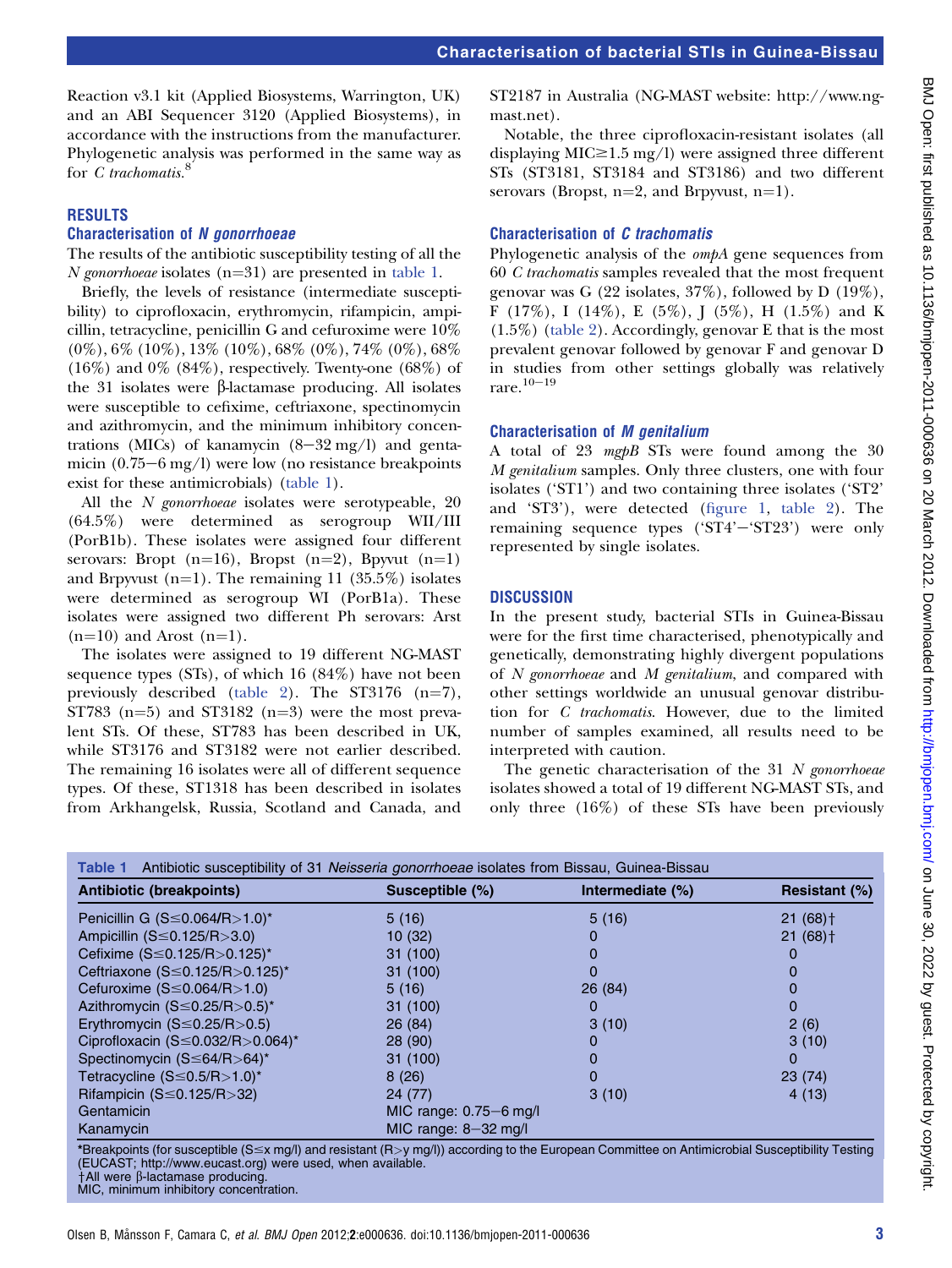Reaction v3.1 kit (Applied Biosystems, Warrington, UK) and an ABI Sequencer 3120 (Applied Biosystems), in accordance with the instructions from the manufacturer. Phylogenetic analysis was performed in the same way as for *C trachomatis*.[8]

## RESULTS

### Characterisation of *N gonorrhoeae*

The results of the antibiotic susceptibility testing of all the *N gonorrhoeae* isolates (n=31) are presented in table 1.

Briefly, the levels of resistance (intermediate susceptibility) to ciprofloxacin, erythromycin, rifampicin, ampicillin, tetracycline, penicillin G and cefuroxime were 10% (0%), 6% (10%), 13% (10%), 68% (0%), 74% (0%), 68% (16%) and 0% (84%), respectively. Twenty-one (68%) of the 31 isolates were β-lactamase producing. All isolates were susceptible to cefixime, ceftriaxone, spectinomycin and azithromycin, and the minimum inhibitory concentrations (MICs) of kanamycin (8−32 mg/l) and gentamicin (0.75−6 mg/l) were low (no resistance breakpoints exist for these antimicrobials) (table 1).

All the *N gonorrhoeae* isolates were serotypeable, 20 (64.5%) were determined as serogroup WII/III (PorB1b). These isolates were assigned four different serovars: Bropt (n=16), Bropst (n=2), Bpyvut (n=1) and Brpyvust (n=1). The remaining 11 (35.5%) isolates were determined as serogroup WI (PorB1a). These isolates were assigned two different Ph serovars: Arst (n=10) and Arost (n=1).

The isolates were assigned to 19 different NG-MAST sequence types (STs), of which 16 (84%) have not been previously described (table 2). The ST3176 (n=7), ST783 (n=5) and ST3182 (n=3) were the most prevalent STs. Of these, ST783 has been described in UK, while ST3176 and ST3182 were not earlier described. The remaining 16 isolates were all of different sequence types. Of these, ST1318 has been described in isolates from Arkhangelsk, Russia, Scotland and Canada, and ST2187 in Australia (NG-MAST website: http://www.ng-mast.net).

Notable, the three ciprofloxacin-resistant isolates (all displaying MIC≥1.5 mg/l) were assigned three different STs (ST3181, ST3184 and ST3186) and two different serovars (Bropst, n=2, and Brpyvust, n=1).

### Characterisation of *C trachomatis*

Phylogenetic analysis of the *ompA* gene sequences from 60 *C trachomatis* samples revealed that the most frequent genovar was G (22 isolates, 37%), followed by D (19%), F (17%), I (14%), E (5%), J (5%), H (1.5%) and K (1.5%) (table 2). Accordingly, genovar E that is the most prevalent genovar followed by genovar F and genovar D in studies from other settings globally was relatively rare.[10−19]

### Characterisation of *M genitalium*

A total of 23 *mgpB* STs were found among the 30 *M genitalium* samples. Only three clusters, one with four isolates ('ST1') and two containing three isolates ('ST2' and 'ST3'), were detected (figure 1, table 2). The remaining sequence types ('ST4'−'ST23') were only represented by single isolates.

## DISCUSSION

In the present study, bacterial STIs in Guinea-Bissau were for the first time characterised, phenotypically and genetically, demonstrating highly divergent populations of *N gonorrhoeae* and *M genitalium*, and compared with other settings worldwide an unusual genovar distribution for *C trachomatis*. However, due to the limited number of samples examined, all results need to be interpreted with caution.

The genetic characterisation of the 31 *N gonorrhoeae* isolates showed a total of 19 different NG-MAST STs, and only three (16%) of these STs have been previously

**Table 1** Antibiotic susceptibility of 31 *Neisseria gonorrhoeae* isolates from Bissau, Guinea-Bissau

| Antibiotic (breakpoints) | Susceptible (%) | Intermediate (%) | Resistant (%) |
|---|---|---|---|
| Penicillin G (S≤0.064/R>1.0)* | 5 (16) | 5 (16) | 21 (68)† |
| Ampicillin (S≤0.125/R>3.0) | 10 (32) | 0 | 21 (68)† |
| Cefixime (S≤0.125/R>0.125)* | 31 (100) | 0 | 0 |
| Ceftriaxone (S≤0.125/R>0.125)* | 31 (100) | 0 | 0 |
| Cefuroxime (S≤0.064/R>1.0) | 5 (16) | 26 (84) | 0 |
| Azithromycin (S≤0.25/R>0.5)* | 31 (100) | 0 | 0 |
| Erythromycin (S≤0.25/R>0.5) | 26 (84) | 3 (10) | 2 (6) |
| Ciprofloxacin (S≤0.032/R>0.064)* | 28 (90) | 0 | 3 (10) |
| Spectinomycin (S≤64/R>64)* | 31 (100) | 0 | 0 |
| Tetracycline (S≤0.5/R>1.0)* | 8 (26) | 0 | 23 (74) |
| Rifampicin (S≤0.125/R>32) | 24 (77) | 3 (10) | 4 (13) |
| Gentamicin | MIC range: 0.75−6 mg/l | | |
| Kanamycin | MIC range: 8−32 mg/l | | |

*Breakpoints (for susceptible (S≤x mg/l) and resistant (R>y mg/l)) according to the European Committee on Antimicrobial Susceptibility Testing (EUCAST; http://www.eucast.org) were used, when available.
†All were β-lactamase producing.
MIC, minimum inhibitory concentration.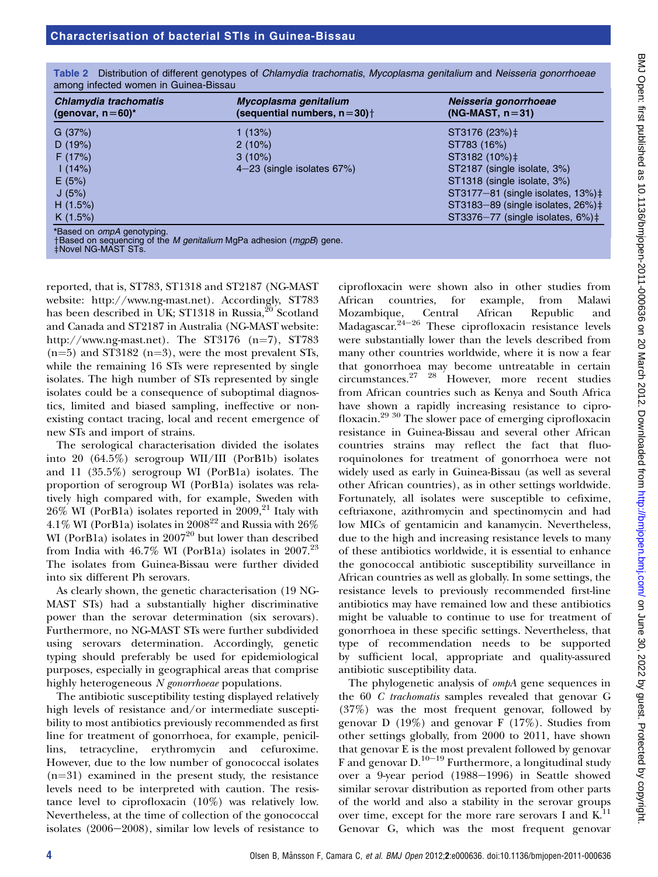**Table 2** Distribution of different genotypes of *Chlamydia trachomatis*, *Mycoplasma genitalium* and *Neisseria gonorrhoeae* among infected women in Guinea-Bissau

| *Chlamydia trachomatis* (genovar, n=60)* | *Mycoplasma genitalium* (sequential numbers, n=30)† | *Neisseria gonorrhoeae* (NG-MAST, n=31) |
|---|---|---|
| G (37%) | 1 (13%) | ST3176 (23%)‡ |
| D (19%) | 2 (10%) | ST783 (16%) |
| F (17%) | 3 (10%) | ST3182 (10%)‡ |
| I (14%) | 4−23 (single isolates 67%) | ST2187 (single isolate, 3%) |
| E (5%) | | ST1318 (single isolate, 3%) |
| J (5%) | | ST3177−81 (single isolates, 13%)‡ |
| H (1.5%) | | ST3183−89 (single isolates, 26%)‡ |
| K (1.5%) | | ST3376−77 (single isolates, 6%)‡ |

*Based on *ompA* genotyping.
†Based on sequencing of the *M genitalium* MgPa adhesion (*mgpB*) gene.
‡Novel NG-MAST STs.

reported, that is, ST783, ST1318 and ST2187 (NG-MAST website: http://www.ng-mast.net). Accordingly, ST783 has been described in UK; ST1318 in Russia,[20] Scotland and Canada and ST2187 in Australia (NG-MAST website: http://www.ng-mast.net). The ST3176 (n=7), ST783 (n=5) and ST3182 (n=3), were the most prevalent STs, while the remaining 16 STs were represented by single isolates. The high number of STs represented by single isolates could be a consequence of suboptimal diagnostics, limited and biased sampling, ineffective or non-existing contact tracing, local and recent emergence of new STs and import of strains.

The serological characterisation divided the isolates into 20 (64.5%) serogroup WII/III (PorB1b) isolates and 11 (35.5%) serogroup WI (PorB1a) isolates. The proportion of serogroup WI (PorB1a) isolates was relatively high compared with, for example, Sweden with 26% WI (PorB1a) isolates reported in 2009,[21] Italy with 4.1% WI (PorB1a) isolates in 2008[22] and Russia with 26% WI (PorB1a) isolates in 2007[20] but lower than described from India with 46.7% WI (PorB1a) isolates in 2007.[23] The isolates from Guinea-Bissau were further divided into six different Ph serovars.

As clearly shown, the genetic characterisation (19 NG-MAST STs) had a substantially higher discriminative power than the serovar determination (six serovars). Furthermore, no NG-MAST STs were further subdivided using serovars determination. Accordingly, genetic typing should preferably be used for epidemiological purposes, especially in geographical areas that comprise highly heterogeneous *N gonorrhoeae* populations.

The antibiotic susceptibility testing displayed relatively high levels of resistance and/or intermediate susceptibility to most antibiotics previously recommended as first line for treatment of gonorrhoea, for example, penicillins, tetracycline, erythromycin and cefuroxime. However, due to the low number of gonococcal isolates (n=31) examined in the present study, the resistance levels need to be interpreted with caution. The resistance level to ciprofloxacin (10%) was relatively low. Nevertheless, at the time of collection of the gonococcal isolates (2006−2008), similar low levels of resistance to ciprofloxacin were shown also in other studies from African countries, for example, from Malawi Mozambique, Central African Republic and Madagascar.[24−26] These ciprofloxacin resistance levels were substantially lower than the levels described from many other countries worldwide, where it is now a fear that gonorrhoea may become untreatable in certain circumstances.[27 28] However, more recent studies from African countries such as Kenya and South Africa have shown a rapidly increasing resistance to ciprofloxacin.[29 30] The slower pace of emerging ciprofloxacin resistance in Guinea-Bissau and several other African countries strains may reflect the fact that fluoroquinolones for treatment of gonorrhoea were not widely used as early in Guinea-Bissau (as well as several other African countries), as in other settings worldwide. Fortunately, all isolates were susceptible to cefixime, ceftriaxone, azithromycin and spectinomycin and had low MICs of gentamicin and kanamycin. Nevertheless, due to the high and increasing resistance levels to many of these antibiotics worldwide, it is essential to enhance the gonococcal antibiotic susceptibility surveillance in African countries as well as globally. In some settings, the resistance levels to previously recommended first-line antibiotics may have remained low and these antibiotics might be valuable to continue to use for treatment of gonorrhoea in these specific settings. Nevertheless, that type of recommendation needs to be supported by sufficient local, appropriate and quality-assured antibiotic susceptibility data.

The phylogenetic analysis of *ompA* gene sequences in the 60 *C trachomatis* samples revealed that genovar G (37%) was the most frequent genovar, followed by genovar D (19%) and genovar F (17%). Studies from other settings globally, from 2000 to 2011, have shown that genovar E is the most prevalent followed by genovar F and genovar D.[10−19] Furthermore, a longitudinal study over a 9-year period (1988−1996) in Seattle showed similar serovar distribution as reported from other parts of the world and also a stability in the serovar groups over time, except for the more rare serovars I and K.[11] Genovar G, which was the most frequent genovar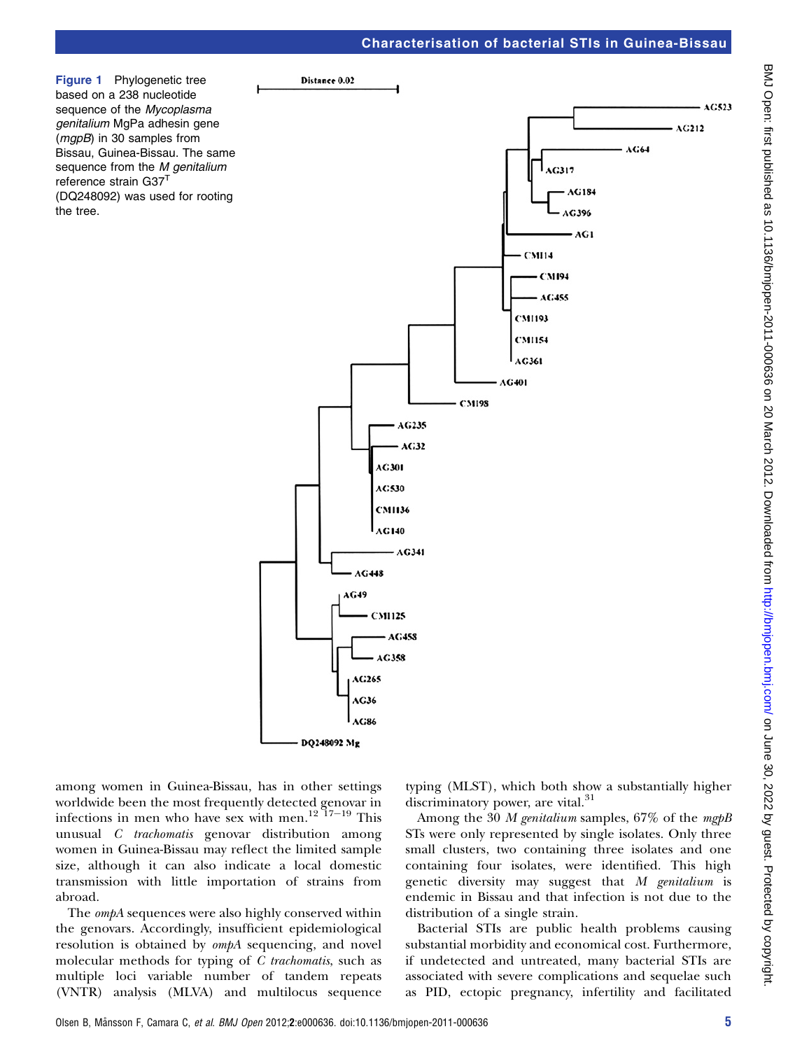Figure 1 Phylogenetic tree based on a 238 nucleotide sequence of the *Mycoplasma genitalium* MgPa adhesin gene (*mgpB*) in 30 samples from Bissau, Guinea-Bissau. The same sequence from the *M genitalium* reference strain G37$^{T}$ (DQ248092) was used for rooting the tree.

among women in Guinea-Bissau, has in other settings worldwide been the most frequently detected genovar in infections in men who have sex with men.[12 17–19] This unusual *C trachomatis* genovar distribution among women in Guinea-Bissau may reflect the limited sample size, although it can also indicate a local domestic transmission with little importation of strains from abroad.

The *ompA* sequences were also highly conserved within the genovars. Accordingly, insufficient epidemiological resolution is obtained by *ompA* sequencing, and novel molecular methods for typing of *C trachomatis*, such as multiple loci variable number of tandem repeats (VNTR) analysis (MLVA) and multilocus sequence typing (MLST), which both show a substantially higher discriminatory power, are vital.[31]

Among the 30 *M genitalium* samples, 67% of the *mgpB* STs were only represented by single isolates. Only three small clusters, two containing three isolates and one containing four isolates, were identified. This high genetic diversity may suggest that *M genitalium* is endemic in Bissau and that infection is not due to the distribution of a single strain.

Bacterial STIs are public health problems causing substantial morbidity and economical cost. Furthermore, if undetected and untreated, many bacterial STIs are associated with severe complications and sequelae such as PID, ectopic pregnancy, infertility and facilitated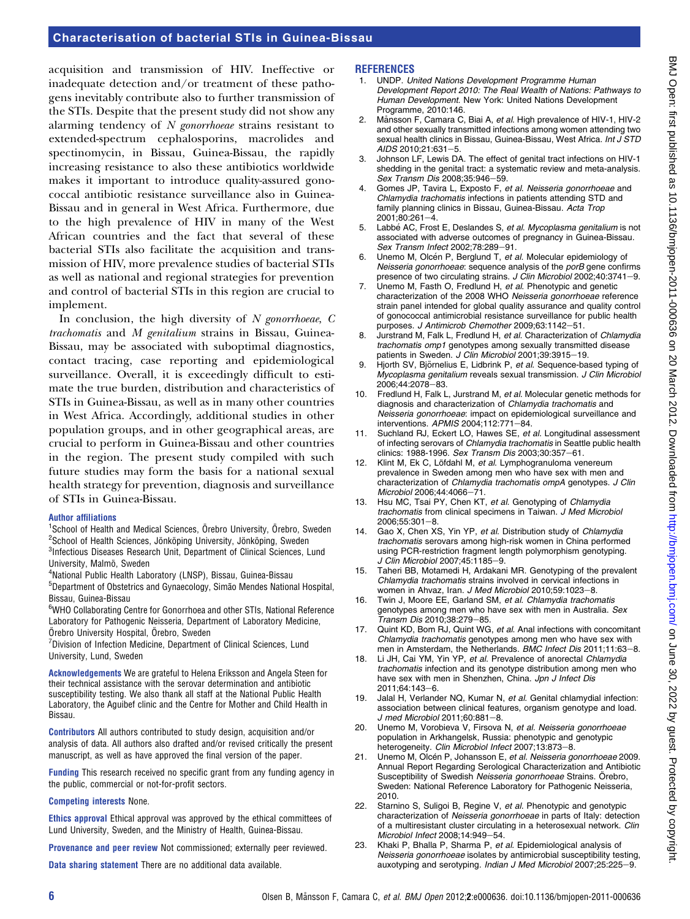acquisition and transmission of HIV. Ineffective or inadequate detection and/or treatment of these pathogens inevitably contribute also to further transmission of the STIs. Despite that the present study did not show any alarming tendency of *N gonorrhoeae* strains resistant to extended-spectrum cephalosporins, macrolides and spectinomycin, in Bissau, Guinea-Bissau, the rapidly increasing resistance to also these antibiotics worldwide makes it important to introduce quality-assured gonococcal antibiotic resistance surveillance also in Guinea-Bissau and in general in West Africa. Furthermore, due to the high prevalence of HIV in many of the West African countries and the fact that several of these bacterial STIs also facilitate the acquisition and transmission of HIV, more prevalence studies of bacterial STIs as well as national and regional strategies for prevention and control of bacterial STIs in this region are crucial to implement.

In conclusion, the high diversity of *N gonorrhoeae*, *C trachomatis* and *M genitalium* strains in Bissau, Guinea-Bissau, may be associated with suboptimal diagnostics, contact tracing, case reporting and epidemiological surveillance. Overall, it is exceedingly difficult to estimate the true burden, distribution and characteristics of STIs in Guinea-Bissau, as well as in many other countries in West Africa. Accordingly, additional studies in other population groups, and in other geographical areas, are crucial to perform in Guinea-Bissau and other countries in the region. The present study compiled with such future studies may form the basis for a national sexual health strategy for prevention, diagnosis and surveillance of STIs in Guinea-Bissau.

**Author affiliations**
[1]School of Health and Medical Sciences, Örebro University, Örebro, Sweden
[2]School of Health Sciences, Jönköping University, Jönköping, Sweden
[3]Infectious Diseases Research Unit, Department of Clinical Sciences, Lund University, Malmö, Sweden
[4]National Public Health Laboratory (LNSP), Bissau, Guinea-Bissau
[5]Department of Obstetrics and Gynaecology, Simão Mendes National Hospital, Bissau, Guinea-Bissau
[6]WHO Collaborating Centre for Gonorrhoea and other STIs, National Reference Laboratory for Pathogenic Neisseria, Department of Laboratory Medicine, Örebro University Hospital, Örebro, Sweden
[7]Division of Infection Medicine, Department of Clinical Sciences, Lund University, Lund, Sweden

**Acknowledgements** We are grateful to Helena Eriksson and Angela Steen for their technical assistance with the serovar determination and antibiotic susceptibility testing. We also thank all staff at the National Public Health Laboratory, the Aguibef clinic and the Centre for Mother and Child Health in Bissau.

**Contributors** All authors contributed to study design, acquisition and/or analysis of data. All authors also drafted and/or revised critically the present manuscript, as well as have approved the final version of the paper.

**Funding** This research received no specific grant from any funding agency in the public, commercial or not-for-profit sectors.

**Competing interests** None.

**Ethics approval** Ethical approval was approved by the ethical committees of Lund University, Sweden, and the Ministry of Health, Guinea-Bissau.

**Provenance and peer review** Not commissioned; externally peer reviewed.

**Data sharing statement** There are no additional data available.

## REFERENCES

1. UNDP. *United Nations Development Programme Human Development Report 2010: The Real Wealth of Nations: Pathways to Human Development*. New York: United Nations Development Programme, 2010:146.
2. Månsson F, Camara C, Biai A, *et al*. High prevalence of HIV-1, HIV-2 and other sexually transmitted infections among women attending two sexual health clinics in Bissau, Guinea-Bissau, West Africa. *Int J STD AIDS* 2010;21:631–5.
3. Johnson LF, Lewis DA. The effect of genital tract infections on HIV-1 shedding in the genital tract: a systematic review and meta-analysis. *Sex Transm Dis* 2008;35:946–59.
4. Gomes JP, Tavira L, Exposto F, *et al*. *Neisseria gonorrhoeae* and *Chlamydia trachomatis* infections in patients attending STD and family planning clinics in Bissau, Guinea-Bissau. *Acta Trop* 2001;80:261–4.
5. Labbé AC, Frost E, Deslandes S, *et al*. *Mycoplasma genitalium* is not associated with adverse outcomes of pregnancy in Guinea-Bissau. *Sex Transm Infect* 2002;78:289–91.
6. Unemo M, Olcén P, Berglund T, *et al*. Molecular epidemiology of *Neisseria gonorrhoeae*: sequence analysis of the *porB* gene confirms presence of two circulating strains. *J Clin Microbiol* 2002;40:3741–9.
7. Unemo M, Fasth O, Fredlund H, *et al*. Phenotypic and genetic characterization of the 2008 WHO *Neisseria gonorrhoeae* reference strain panel intended for global quality assurance and quality control of gonococcal antimicrobial resistance surveillance for public health purposes. *J Antimicrob Chemother* 2009;63:1142–51.
8. Jurstrand M, Falk L, Fredlund H, *et al*. Characterization of *Chlamydia trachomatis omp1* genotypes among sexually transmitted disease patients in Sweden. *J Clin Microbiol* 2001;39:3915–19.
9. Hjorth SV, Björnelius E, Lidbrink P, *et al*. Sequence-based typing of *Mycoplasma genitalium* reveals sexual transmission. *J Clin Microbiol* 2006;44:2078–83.
10. Fredlund H, Falk L, Jurstrand M, *et al*. Molecular genetic methods for diagnosis and characterization of *Chlamydia trachomatis* and *Neisseria gonorrhoeae*: impact on epidemiological surveillance and interventions. *APMIS* 2004;112:771–84.
11. Suchland RJ, Eckert LO, Hawes SE, *et al*. Longitudinal assessment of infecting serovars of *Chlamydia trachomatis* in Seattle public health clinics: 1988-1996. *Sex Transm Dis* 2003;30:357–61.
12. Klint M, Ek C, Löfdahl M, *et al*. Lymphogranuloma venereum prevalence in Sweden among men who have sex with men and characterization of *Chlamydia trachomatis ompA* genotypes. *J Clin Microbiol* 2006;44:4066–71.
13. Hsu MC, Tsai PY, Chen KT, *et al*. Genotyping of *Chlamydia trachomatis* from clinical specimens in Taiwan. *J Med Microbiol* 2006;55:301–8.
14. Gao X, Chen XS, Yin YP, *et al*. Distribution study of *Chlamydia trachomatis* serovars among high-risk women in China performed using PCR-restriction fragment length polymorphism genotyping. *J Clin Microbiol* 2007;45:1185–9.
15. Taheri BB, Motamedi H, Ardakani MR. Genotyping of the prevalent *Chlamydia trachomatis* strains involved in cervical infections in women in Ahvaz, Iran. *J Med Microbiol* 2010;59:1023–8.
16. Twin J, Moore EE, Garland SM, *et al*. *Chlamydia trachomatis* genotypes among men who have sex with men in Australia. *Sex Transm Dis* 2010;38:279–85.
17. Quint KD, Bom RJ, Quint WG, *et al*. Anal infections with concomitant *Chlamydia trachomatis* genotypes among men who have sex with men in Amsterdam, the Netherlands. *BMC Infect Dis* 2011;11:63–8.
18. Li JH, Cai YM, Yin YP, *et al*. Prevalence of anorectal *Chlamydia trachomatis* infection and its genotype distribution among men who have sex with men in Shenzhen, China. *Jpn J Infect Dis* 2011;64:143–6.
19. Jalal H, Verlander NQ, Kumar N, *et al*. Genital chlamydial infection: association between clinical features, organism genotype and load. *J med Microbiol* 2011;60:881–8.
20. Unemo M, Vorobieva V, Firsova N, *et al*. *Neisseria gonorrhoeae* population in Arkhangelsk, Russia: phenotypic and genotypic heterogeneity. *Clin Microbiol Infect* 2007;13:873–8.
21. Unemo M, Olcén P, Johansson E, *et al*. *Neisseria gonorrhoeae* 2009. Annual Report Regarding Serological Characterization and Antibiotic Susceptibility of Swedish *Neisseria gonorrhoeae* Strains. Örebro, Sweden: National Reference Laboratory for Pathogenic Neisseria, 2010.
22. Starnino S, Suligoi B, Regine V, *et al*. Phenotypic and genotypic characterization of *Neisseria gonorrhoeae* in parts of Italy: detection of a multiresistant cluster circulating in a heterosexual network. *Clin Microbiol Infect* 2008;14:949–54.
23. Khaki P, Bhalla P, Sharma P, *et al*. Epidemiological analysis of *Neisseria gonorrhoeae* isolates by antimicrobial susceptibility testing, auxotyping and serotyping. *Indian J Med Microbiol* 2007;25:225–9.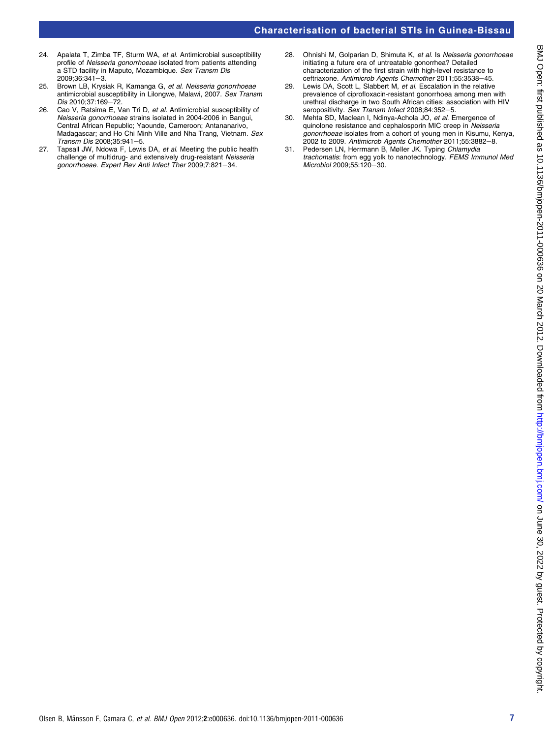24. Apalata T, Zimba TF, Sturm WA, *et al*. Antimicrobial susceptibility profile of *Neisseria gonorrhoeae* isolated from patients attending a STD facility in Maputo, Mozambique. *Sex Transm Dis* 2009;36:341–3.
25. Brown LB, Krysiak R, Kamanga G, *et al*. *Neisseria gonorrhoeae* antimicrobial susceptibility in Lilongwe, Malawi, 2007. *Sex Transm Dis* 2010;37:169–72.
26. Cao V, Ratsima E, Van Tri D, *et al*. Antimicrobial susceptibility of *Neisseria gonorrhoeae* strains isolated in 2004-2006 in Bangui, Central African Republic; Yaounde, Cameroon; Antananarivo, Madagascar; and Ho Chi Minh Ville and Nha Trang, Vietnam. *Sex Transm Dis* 2008;35:941–5.
27. Tapsall JW, Ndowa F, Lewis DA, *et al*. Meeting the public health challenge of multidrug- and extensively drug-resistant *Neisseria gonorrhoeae*. *Expert Rev Anti Infect Ther* 2009;7:821–34.
28. Ohnishi M, Golparian D, Shimuta K, *et al*. Is *Neisseria gonorrhoeae* initiating a future era of untreatable gonorrhea? Detailed characterization of the first strain with high-level resistance to ceftriaxone. *Antimicrob Agents Chemother* 2011;55:3538–45.
29. Lewis DA, Scott L, Slabbert M, *et al*. Escalation in the relative prevalence of ciprofloxacin-resistant gonorrhoea among men with urethral discharge in two South African cities: association with HIV seropositivity. *Sex Transm Infect* 2008;84:352–5.
30. Mehta SD, Maclean I, Ndinya-Achola JO, *et al*. Emergence of quinolone resistance and cephalosporin MIC creep in *Neisseria gonorrhoeae* isolates from a cohort of young men in Kisumu, Kenya, 2002 to 2009. *Antimicrob Agents Chemother* 2011;55:3882–8.
31. Pedersen LN, Herrmann B, Møller JK. Typing *Chlamydia trachomatis*: from egg yolk to nanotechnology. *FEMS Immunol Med Microbiol* 2009;55:120–30.